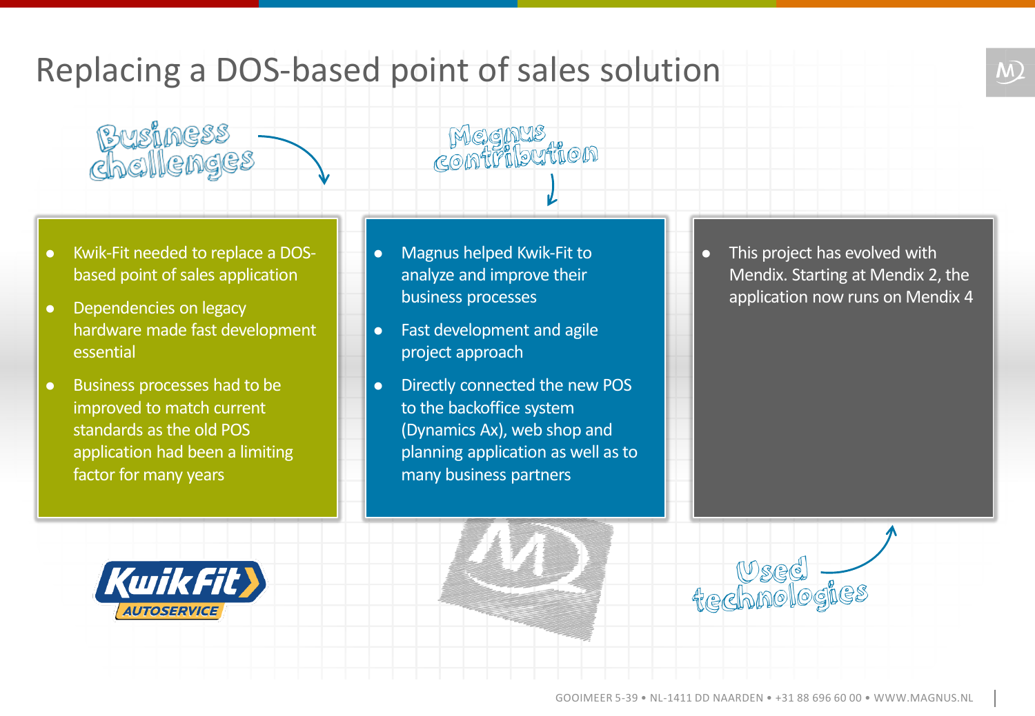# Replacing a DOS-based point of sales solution

## Business challenges

- Kwik-Fit needed to replace a DOS-based point of sales application
- Dependencies on legacy hardware made fast development essential
- Business processes had to be improved to match current standards as the old POS application had been a limiting factor for many years

## Magnus contribution

- Magnus helped Kwik-Fit to analyze and improve their business processes
- Fast development and agile project approach
- Directly connected the new POS to the backoffice system (Dynamics Ax), web shop and planning application as well as to many business partners

## Used technologies

- This project has evolved with Mendix. Starting at Mendix 2, the application now runs on Mendix 4

KwikFit AUTOSERVICE

GOOIMEER 5-39 • NL-1411 DD NAARDEN • +31 88 696 60 00 • WWW.MAGNUS.NL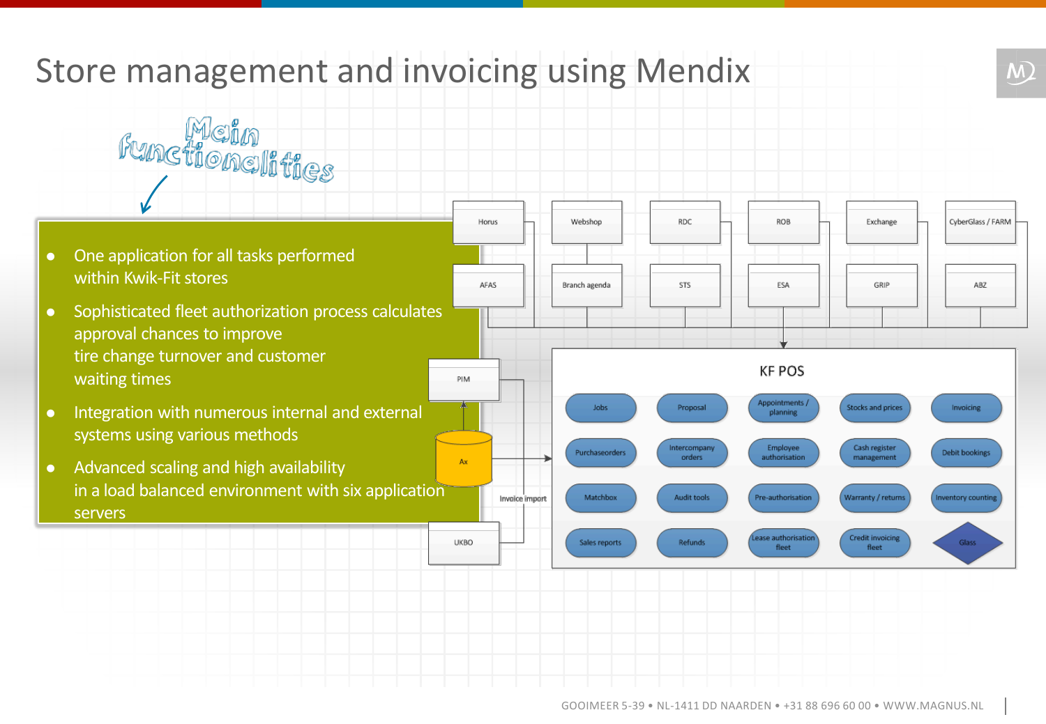# Store management and invoicing using Mendix

Main functionalities

- One application for all tasks performed within Kwik-Fit stores
- Sophisticated fleet authorization process calculates approval chances to improve tire change turnover and customer waiting times
- Integration with numerous internal and external systems using various methods
- Advanced scaling and high availability in a load balanced environment with six application servers

Horus | Webshop | RDC | ROB | Exchange | CyberGlass / FARM

AFAS | Branch agenda | STS | ESA | GRIP | ABZ

PIM

Ax

Invoice import

UKBO

## KF POS

| | | | | |
|---|---|---|---|---|
| Jobs | Proposal | Appointments / planning | Stocks and prices | Invoicing |
| Purchaseorders | Intercompany orders | Employee authorisation | Cash register management | Debit bookings |
| Matchbox | Audit tools | Pre-authorisation | Warranty / returns | Inventory counting |
| Sales reports | Refunds | Lease authorisation fleet | Credit invoicing fleet | Glass |

GOOIMEER 5-39 • NL-1411 DD NAARDEN • +31 88 696 60 00 • WWW.MAGNUS.NL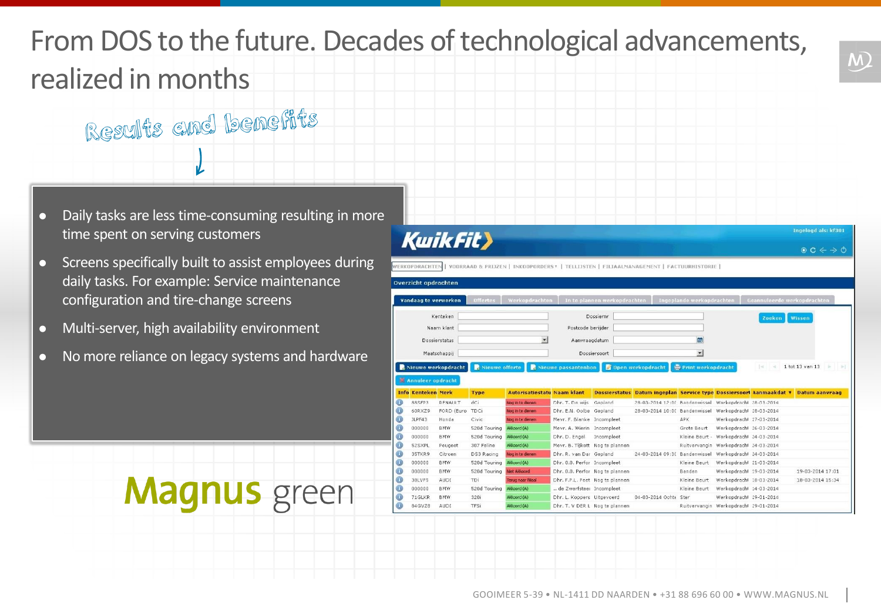# From DOS to the future. Decades of technological advancements, realized in months

Results and benefits

- Daily tasks are less time-consuming resulting in more time spent on serving customers
- Screens specifically built to assist employees during daily tasks. For example: Service maintenance configuration and tire-change screens
- Multi-server, high availability environment
- No more reliance on legacy systems and hardware

Magnus green